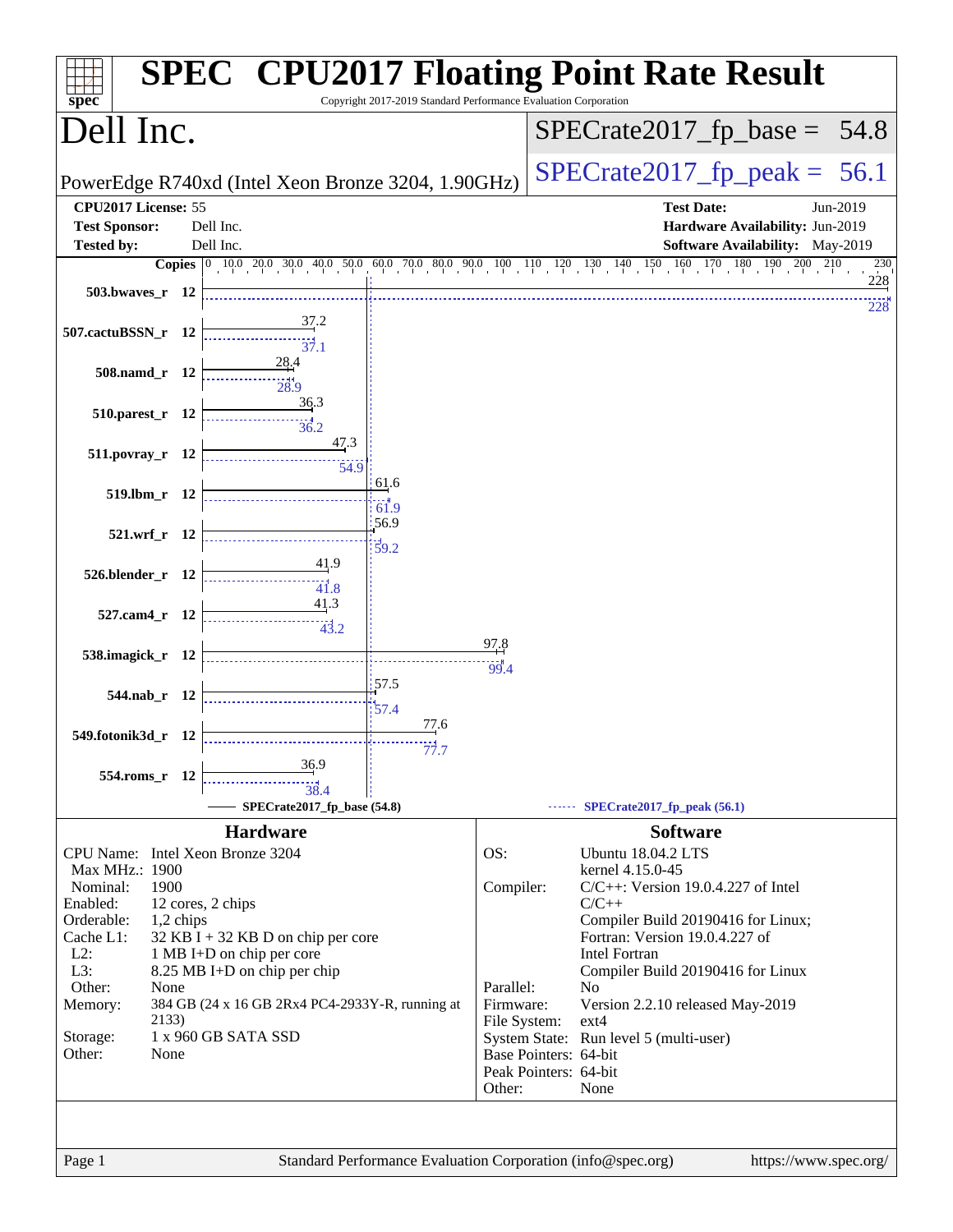# SPEC CPU2017 Floating Point Rate Result

Copyright 2017-2019 Standard Performance Evaluation Corporation

## Dell Inc.

PowerEdge R740xd (Intel Xeon Bronze 3204, 1.90GHz)

SPECrate2017_fp_base = 54.8

SPECrate2017_fp_peak = 56.1

| | | | |
|---|---|---|---|
| **CPU2017 License:** | 55 | **Test Date:** | Jun-2019 |
| **Test Sponsor:** | Dell Inc. | **Hardware Availability:** | Jun-2019 |
| **Tested by:** | Dell Inc. | **Software Availability:** | May-2019 |

| Benchmark | Copies | Base | Peak |
|---|---|---|---|
| 503.bwaves_r | 12 | 228 | 228 |
| 507.cactuBSSN_r | 12 | 37.2 | 37.1 |
| 508.namd_r | 12 | 28.4 | 28.9 |
| 510.parest_r | 12 | 36.3 | 36.2 |
| 511.povray_r | 12 | 47.3 | 54.9 |
| 519.lbm_r | 12 | 61.6 | 61.9 |
| 521.wrf_r | 12 | 56.9 | 59.2 |
| 526.blender_r | 12 | 41.9 | 41.8 |
| 527.cam4_r | 12 | 41.3 | 43.2 |
| 538.imagick_r | 12 | 97.8 | 99.4 |
| 544.nab_r | 12 | 57.5 | 57.4 |
| 549.fotonik3d_r | 12 | 77.6 | 77.7 |
| 554.roms_r | 12 | 36.9 | 38.4 |

SPECrate2017_fp_base (54.8) — SPECrate2017_fp_peak (56.1)

### Hardware

| | |
|---|---|
| CPU Name: | Intel Xeon Bronze 3204 |
| Max MHz.: | 1900 |
| Nominal: | 1900 |
| Enabled: | 12 cores, 2 chips |
| Orderable: | 1,2 chips |
| Cache L1: | 32 KB I + 32 KB D on chip per core |
| L2: | 1 MB I+D on chip per core |
| L3: | 8.25 MB I+D on chip per chip |
| Other: | None |
| Memory: | 384 GB (24 x 16 GB 2Rx4 PC4-2933Y-R, running at 2133) |
| Storage: | 1 x 960 GB SATA SSD |
| Other: | None |

### Software

| | |
|---|---|
| OS: | Ubuntu 18.04.2 LTS kernel 4.15.0-45 |
| Compiler: | C/C++: Version 19.0.4.227 of Intel C/C++ Compiler Build 20190416 for Linux; Fortran: Version 19.0.4.227 of Intel Fortran Compiler Build 20190416 for Linux |
| Parallel: | No |
| Firmware: | Version 2.2.10 released May-2019 |
| File System: | ext4 |
| System State: | Run level 5 (multi-user) |
| Base Pointers: | 64-bit |
| Peak Pointers: | 64-bit |
| Other: | None |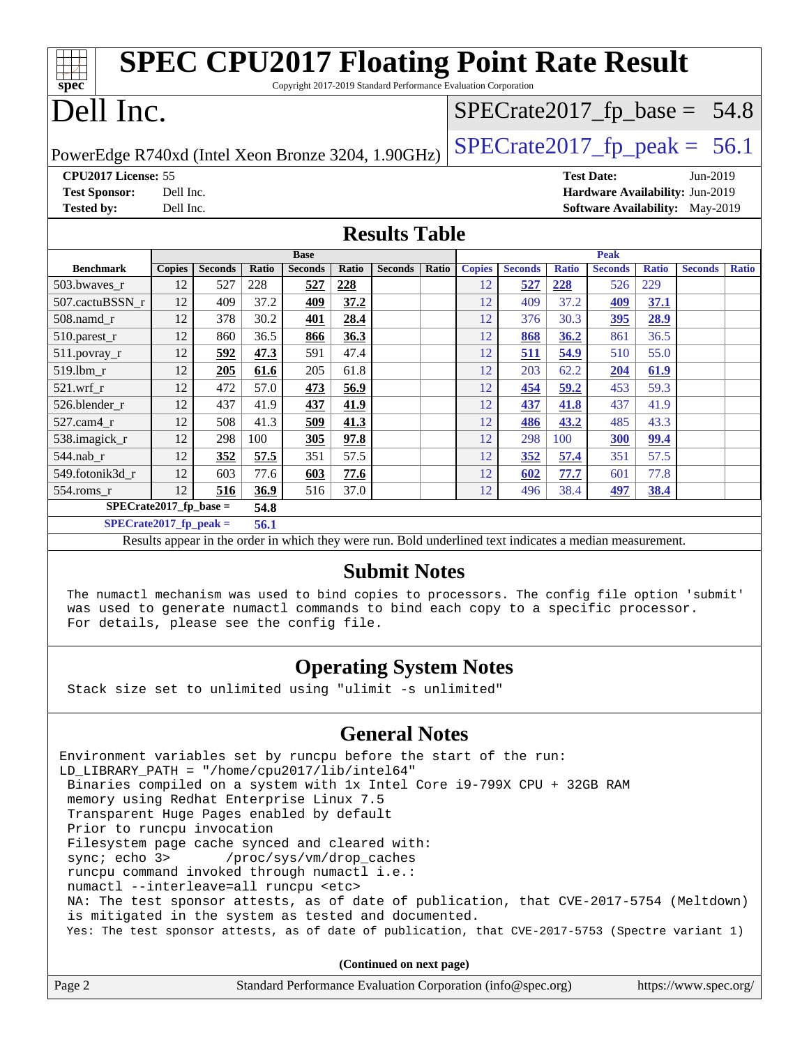# SPEC CPU2017 Floating Point Rate Result

Copyright 2017-2019 Standard Performance Evaluation Corporation

# Dell Inc.

PowerEdge R740xd (Intel Xeon Bronze 3204, 1.90GHz)

SPECrate2017_fp_base = 54.8

SPECrate2017_fp_peak = 56.1

**CPU2017 License:** 55
**Test Sponsor:** Dell Inc.
**Tested by:** Dell Inc.

**Test Date:** Jun-2019
**Hardware Availability:** Jun-2019
**Software Availability:** May-2019

## Results Table

| | Base | | | | | | | Peak | | | | | | |
|---|---|---|---|---|---|---|---|---|---|---|---|---|---|---|
| **Benchmark** | **Copies** | **Seconds** | **Ratio** | **Seconds** | **Ratio** | **Seconds** | **Ratio** | **Copies** | **Seconds** | **Ratio** | **Seconds** | **Ratio** | **Seconds** | **Ratio** |
| 503.bwaves_r | 12 | 527 | 228 | **527** | **228** | | | 12 | **527** | **228** | 526 | 229 | | |
| 507.cactuBSSN_r | 12 | 409 | 37.2 | **409** | **37.2** | | | 12 | 409 | 37.2 | **409** | **37.1** | | |
| 508.namd_r | 12 | 378 | 30.2 | **401** | **28.4** | | | 12 | 376 | 30.3 | **395** | **28.9** | | |
| 510.parest_r | 12 | 860 | 36.5 | **866** | **36.3** | | | 12 | **868** | **36.2** | 861 | 36.5 | | |
| 511.povray_r | 12 | **592** | **47.3** | 591 | 47.4 | | | 12 | **511** | **54.9** | 510 | 55.0 | | |
| 519.lbm_r | 12 | **205** | **61.6** | 205 | 61.8 | | | 12 | 203 | 62.2 | **204** | **61.9** | | |
| 521.wrf_r | 12 | 472 | 57.0 | **473** | **56.9** | | | 12 | **454** | **59.2** | 453 | 59.3 | | |
| 526.blender_r | 12 | 437 | 41.9 | **437** | **41.9** | | | 12 | **437** | **41.8** | 437 | 41.9 | | |
| 527.cam4_r | 12 | 508 | 41.3 | **509** | **41.3** | | | 12 | **486** | **43.2** | 485 | 43.3 | | |
| 538.imagick_r | 12 | 298 | 100 | **305** | **97.8** | | | 12 | 298 | 100 | **300** | **99.4** | | |
| 544.nab_r | 12 | **352** | **57.5** | 351 | 57.5 | | | 12 | **352** | **57.4** | 351 | 57.5 | | |
| 549.fotonik3d_r | 12 | 603 | 77.6 | **603** | **77.6** | | | 12 | **602** | **77.7** | 601 | 77.8 | | |
| 554.roms_r | 12 | **516** | **36.9** | 516 | 37.0 | | | 12 | 496 | 38.4 | **497** | **38.4** | | |
| **SPECrate2017_fp_base =** | | | **54.8** | | | | | | | | | | | |
| **SPECrate2017_fp_peak =** | | | **56.1** | | | | | | | | | | | |

Results appear in the order in which they were run. Bold underlined text indicates a median measurement.

## Submit Notes

The numactl mechanism was used to bind copies to processors. The config file option 'submit' was used to generate numactl commands to bind each copy to a specific processor. For details, please see the config file.

## Operating System Notes

Stack size set to unlimited using "ulimit -s unlimited"

## General Notes

```
Environment variables set by runcpu before the start of the run:
LD_LIBRARY_PATH = "/home/cpu2017/lib/intel64"
 Binaries compiled on a system with 1x Intel Core i9-799X CPU + 32GB RAM
 memory using Redhat Enterprise Linux 7.5
 Transparent Huge Pages enabled by default
 Prior to runcpu invocation
 Filesystem page cache synced and cleared with:
 sync; echo 3>       /proc/sys/vm/drop_caches
 runcpu command invoked through numactl i.e.:
 numactl --interleave=all runcpu <etc>
 NA: The test sponsor attests, as of date of publication, that CVE-2017-5754 (Meltdown)
 is mitigated in the system as tested and documented.
 Yes: The test sponsor attests, as of date of publication, that CVE-2017-5753 (Spectre variant 1)
```

(Continued on next page)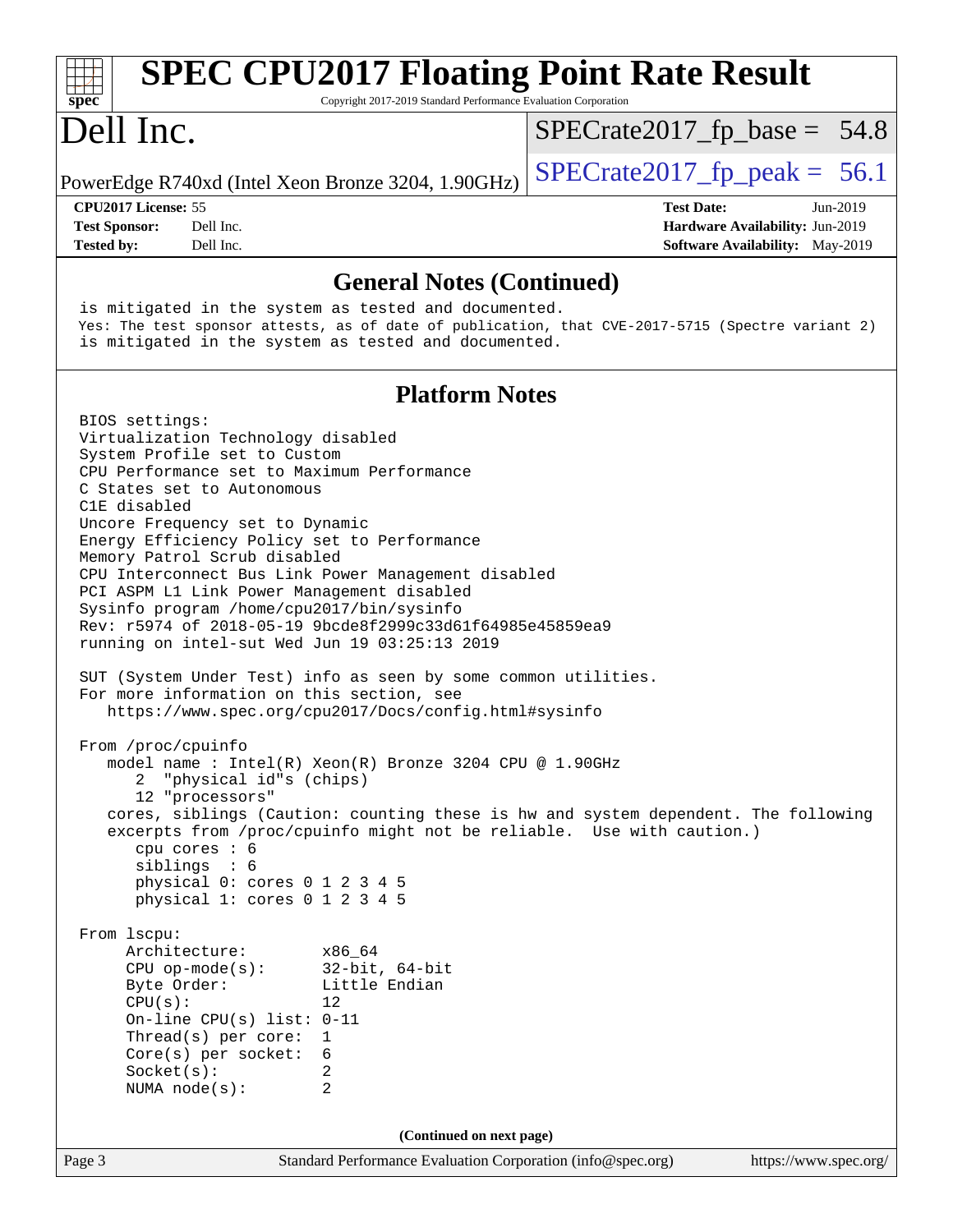## General Notes (Continued)

```
is mitigated in the system as tested and documented.
Yes: The test sponsor attests, as of date of publication, that CVE-2017-5715 (Spectre variant 2)
is mitigated in the system as tested and documented.
```

## Platform Notes

```
BIOS settings:
Virtualization Technology disabled
System Profile set to Custom
CPU Performance set to Maximum Performance
C States set to Autonomous
C1E disabled
Uncore Frequency set to Dynamic
Energy Efficiency Policy set to Performance
Memory Patrol Scrub disabled
CPU Interconnect Bus Link Power Management disabled
PCI ASPM L1 Link Power Management disabled
Sysinfo program /home/cpu2017/bin/sysinfo
Rev: r5974 of 2018-05-19 9bcde8f2999c33d61f64985e45859ea9
running on intel-sut Wed Jun 19 03:25:13 2019

SUT (System Under Test) info as seen by some common utilities.
For more information on this section, see
   https://www.spec.org/cpu2017/Docs/config.html#sysinfo

From /proc/cpuinfo
   model name : Intel(R) Xeon(R) Bronze 3204 CPU @ 1.90GHz
      2  "physical id"s (chips)
      12 "processors"
   cores, siblings (Caution: counting these is hw and system dependent. The following
   excerpts from /proc/cpuinfo might not be reliable.  Use with caution.)
      cpu cores : 6
      siblings  : 6
      physical 0: cores 0 1 2 3 4 5
      physical 1: cores 0 1 2 3 4 5

From lscpu:
     Architecture:        x86_64
     CPU op-mode(s):      32-bit, 64-bit
     Byte Order:          Little Endian
     CPU(s):              12
     On-line CPU(s) list: 0-11
     Thread(s) per core:  1
     Core(s) per socket:  6
     Socket(s):           2
     NUMA node(s):        2
```

(Continued on next page)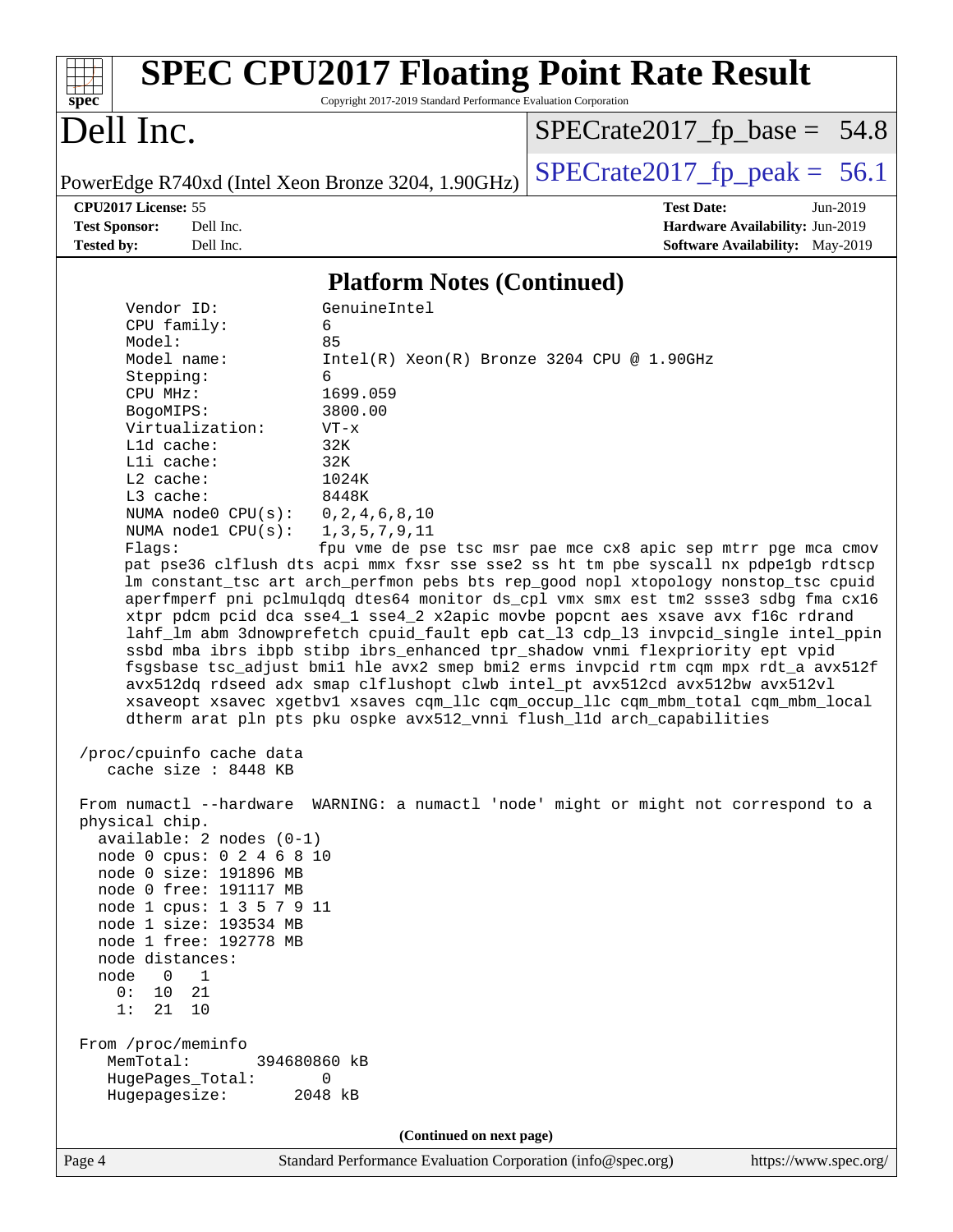# SPEC CPU2017 Floating Point Rate Result

Copyright 2017-2019 Standard Performance Evaluation Corporation

**Dell Inc.**

PowerEdge R740xd (Intel Xeon Bronze 3204, 1.90GHz)

SPECrate2017_fp_base = 54.8

SPECrate2017_fp_peak = 56.1

| | | | |
|---|---|---|---|
| **CPU2017 License:** | 55 | **Test Date:** | Jun-2019 |
| **Test Sponsor:** | Dell Inc. | **Hardware Availability:** | Jun-2019 |
| **Tested by:** | Dell Inc. | **Software Availability:** | May-2019 |

## Platform Notes (Continued)

```
     Vendor ID:             GenuineIntel
     CPU family:            6
     Model:                 85
     Model name:            Intel(R) Xeon(R) Bronze 3204 CPU @ 1.90GHz
     Stepping:              6
     CPU MHz:               1699.059
     BogoMIPS:              3800.00
     Virtualization:        VT-x
     L1d cache:             32K
     L1i cache:             32K
     L2 cache:              1024K
     L3 cache:              8448K
     NUMA node0 CPU(s):     0,2,4,6,8,10
     NUMA node1 CPU(s):     1,3,5,7,9,11
     Flags:                 fpu vme de pse tsc msr pae mce cx8 apic sep mtrr pge mca cmov
     pat pse36 clflush dts acpi mmx fxsr sse sse2 ss ht tm pbe syscall nx pdpe1gb rdtscp
     lm constant_tsc art arch_perfmon pebs bts rep_good nopl xtopology nonstop_tsc cpuid
     aperfmperf pni pclmulqdq dtes64 monitor ds_cpl vmx smx est tm2 ssse3 sdbg fma cx16
     xtpr pdcm pcid dca sse4_1 sse4_2 x2apic movbe popcnt aes xsave avx f16c rdrand
     lahf_lm abm 3dnowprefetch cpuid_fault epb cat_l3 cdp_l3 invpcid_single intel_ppin
     ssbd mba ibrs ibpb stibp ibrs_enhanced tpr_shadow vnmi flexpriority ept vpid
     fsgsbase tsc_adjust bmi1 hle avx2 smep bmi2 erms invpcid rtm cqm mpx rdt_a avx512f
     avx512dq rdseed adx smap clflushopt clwb intel_pt avx512cd avx512bw avx512vl
     xsaveopt xsavec xgetbv1 xsaves cqm_llc cqm_occup_llc cqm_mbm_total cqm_mbm_local
     dtherm arat pln pts pku ospke avx512_vnni flush_l1d arch_capabilities

 /proc/cpuinfo cache data
    cache size : 8448 KB

 From numactl --hardware  WARNING: a numactl 'node' might or might not correspond to a
 physical chip.
   available: 2 nodes (0-1)
   node 0 cpus: 0 2 4 6 8 10
   node 0 size: 191896 MB
   node 0 free: 191117 MB
   node 1 cpus: 1 3 5 7 9 11
   node 1 size: 193534 MB
   node 1 free: 192778 MB
   node distances:
   node   0   1
     0:  10  21
     1:  21  10

 From /proc/meminfo
    MemTotal:       394680860 kB
    HugePages_Total:       0
    Hugepagesize:       2048 kB
```

**(Continued on next page)**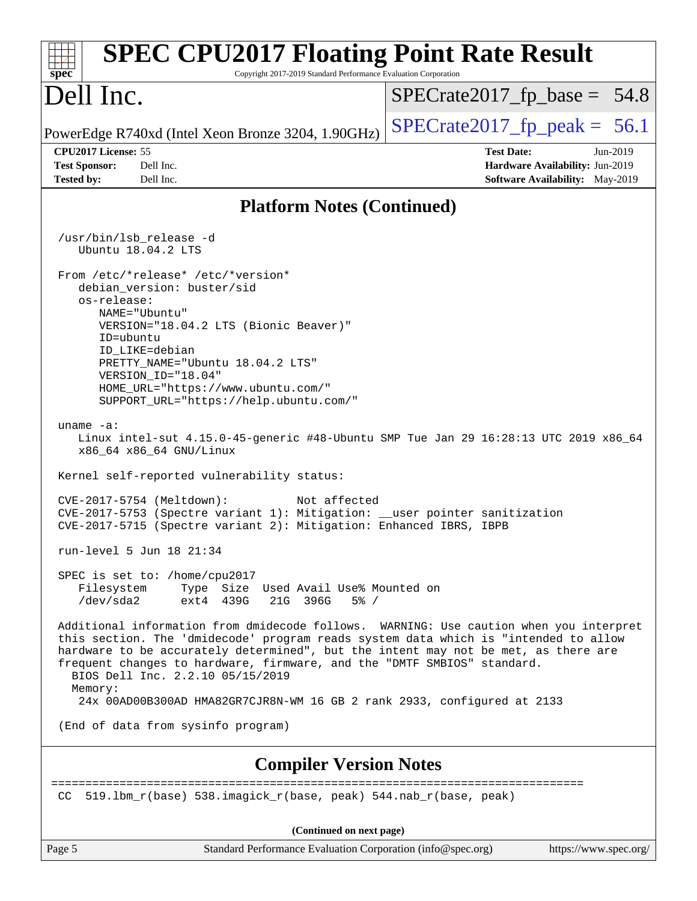# SPEC CPU2017 Floating Point Rate Result

Copyright 2017-2019 Standard Performance Evaluation Corporation

# Dell Inc.

PowerEdge R740xd (Intel Xeon Bronze 3204, 1.90GHz)

SPECrate2017_fp_base = 54.8

SPECrate2017_fp_peak = 56.1

**CPU2017 License:** 55
**Test Sponsor:** Dell Inc.
**Tested by:** Dell Inc.

**Test Date:** Jun-2019
**Hardware Availability:** Jun-2019
**Software Availability:** May-2019

## Platform Notes (Continued)

```
/usr/bin/lsb_release -d
   Ubuntu 18.04.2 LTS

From /etc/*release* /etc/*version*
   debian_version: buster/sid
   os-release:
      NAME="Ubuntu"
      VERSION="18.04.2 LTS (Bionic Beaver)"
      ID=ubuntu
      ID_LIKE=debian
      PRETTY_NAME="Ubuntu 18.04.2 LTS"
      VERSION_ID="18.04"
      HOME_URL="https://www.ubuntu.com/"
      SUPPORT_URL="https://help.ubuntu.com/"

uname -a:
   Linux intel-sut 4.15.0-45-generic #48-Ubuntu SMP Tue Jan 29 16:28:13 UTC 2019 x86_64
   x86_64 x86_64 GNU/Linux

Kernel self-reported vulnerability status:

CVE-2017-5754 (Meltdown):          Not affected
CVE-2017-5753 (Spectre variant 1): Mitigation: __user pointer sanitization
CVE-2017-5715 (Spectre variant 2): Mitigation: Enhanced IBRS, IBPB

run-level 5 Jun 18 21:34

SPEC is set to: /home/cpu2017
   Filesystem     Type  Size  Used Avail Use% Mounted on
   /dev/sda2      ext4  439G   21G  396G   5% /

Additional information from dmidecode follows.  WARNING: Use caution when you interpret
this section. The 'dmidecode' program reads system data which is "intended to allow
hardware to be accurately determined", but the intent may not be met, as there are
frequent changes to hardware, firmware, and the "DMTF SMBIOS" standard.
  BIOS Dell Inc. 2.2.10 05/15/2019
  Memory:
   24x 00AD00B300AD HMA82GR7CJR8N-WM 16 GB 2 rank 2933, configured at 2133

(End of data from sysinfo program)
```

## Compiler Version Notes

```
==============================================================================
CC  519.lbm_r(base) 538.imagick_r(base, peak) 544.nab_r(base, peak)
```

(Continued on next page)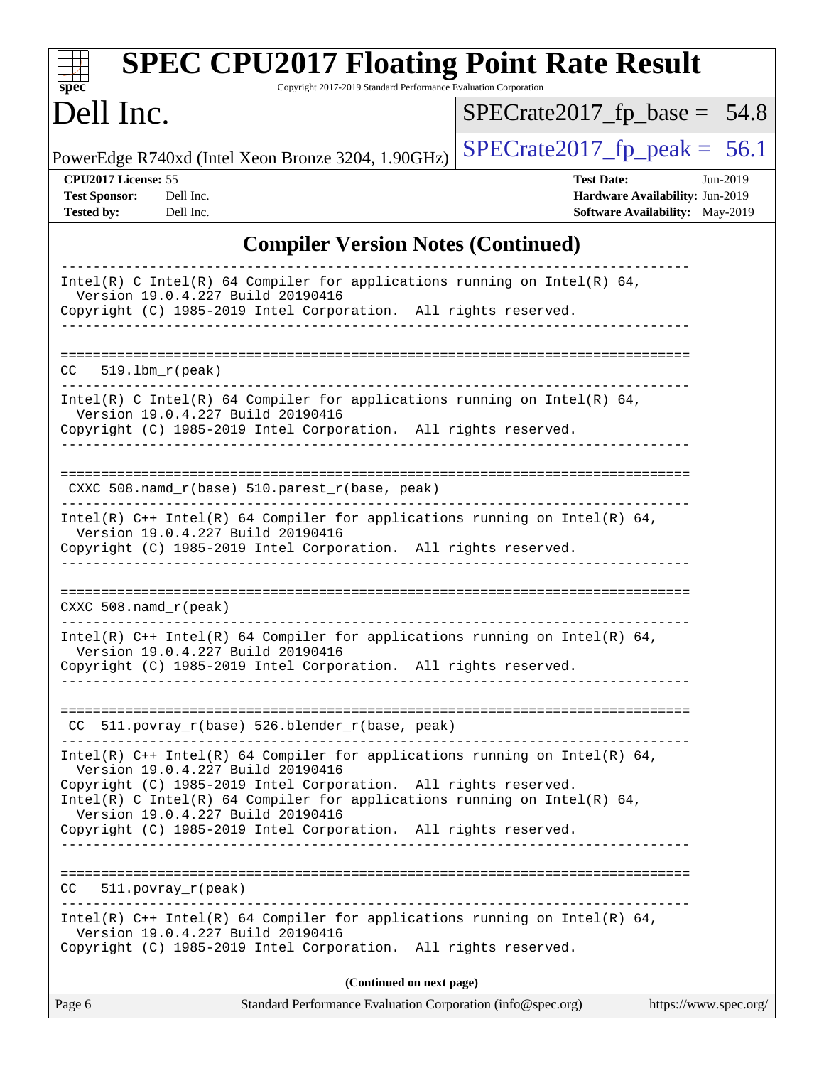## Compiler Version Notes (Continued)

```
------------------------------------------------------------------------------
Intel(R) C Intel(R) 64 Compiler for applications running on Intel(R) 64,
  Version 19.0.4.227 Build 20190416
Copyright (C) 1985-2019 Intel Corporation.  All rights reserved.
------------------------------------------------------------------------------

==============================================================================
CC   519.lbm_r(peak)
------------------------------------------------------------------------------
Intel(R) C Intel(R) 64 Compiler for applications running on Intel(R) 64,
  Version 19.0.4.227 Build 20190416
Copyright (C) 1985-2019 Intel Corporation.  All rights reserved.
------------------------------------------------------------------------------

==============================================================================
 CXXC 508.namd_r(base) 510.parest_r(base, peak)
------------------------------------------------------------------------------
Intel(R) C++ Intel(R) 64 Compiler for applications running on Intel(R) 64,
  Version 19.0.4.227 Build 20190416
Copyright (C) 1985-2019 Intel Corporation.  All rights reserved.
------------------------------------------------------------------------------

==============================================================================
CXXC 508.namd_r(peak)
------------------------------------------------------------------------------
Intel(R) C++ Intel(R) 64 Compiler for applications running on Intel(R) 64,
  Version 19.0.4.227 Build 20190416
Copyright (C) 1985-2019 Intel Corporation.  All rights reserved.
------------------------------------------------------------------------------

==============================================================================
 CC  511.povray_r(base) 526.blender_r(base, peak)
------------------------------------------------------------------------------
Intel(R) C++ Intel(R) 64 Compiler for applications running on Intel(R) 64,
  Version 19.0.4.227 Build 20190416
Copyright (C) 1985-2019 Intel Corporation.  All rights reserved.
Intel(R) C Intel(R) 64 Compiler for applications running on Intel(R) 64,
  Version 19.0.4.227 Build 20190416
Copyright (C) 1985-2019 Intel Corporation.  All rights reserved.
------------------------------------------------------------------------------

==============================================================================
CC   511.povray_r(peak)
------------------------------------------------------------------------------
Intel(R) C++ Intel(R) 64 Compiler for applications running on Intel(R) 64,
  Version 19.0.4.227 Build 20190416
Copyright (C) 1985-2019 Intel Corporation.  All rights reserved.
```

**(Continued on next page)**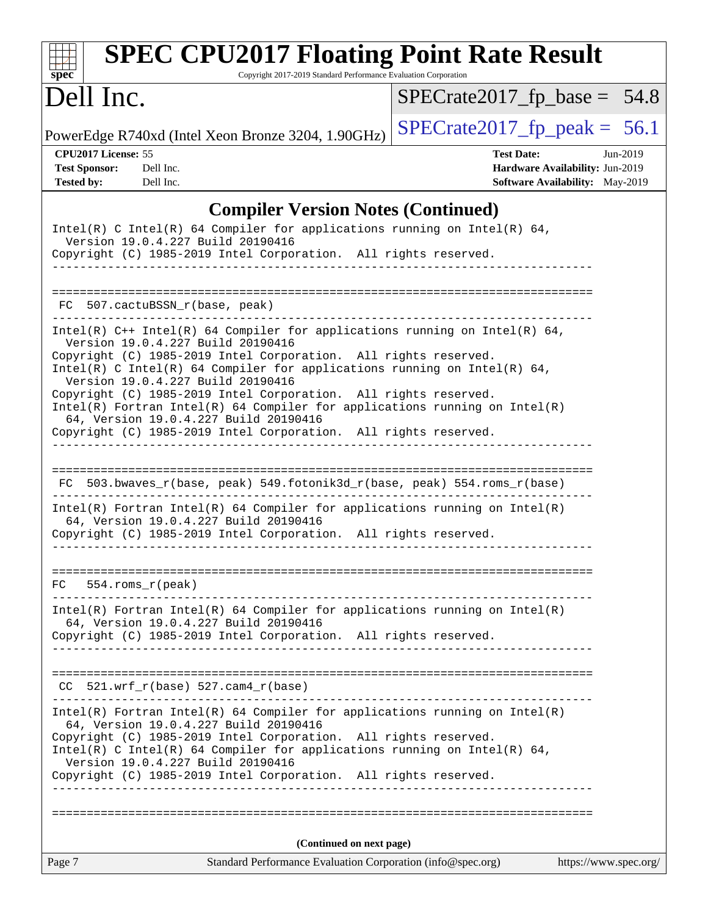# SPEC CPU2017 Floating Point Rate Result

Copyright 2017-2019 Standard Performance Evaluation Corporation

# Dell Inc.

PowerEdge R740xd (Intel Xeon Bronze 3204, 1.90GHz)

SPECrate2017_fp_base = 54.8

SPECrate2017_fp_peak = 56.1

**CPU2017 License:** 55
**Test Sponsor:** Dell Inc.
**Tested by:** Dell Inc.

**Test Date:** Jun-2019
**Hardware Availability:** Jun-2019
**Software Availability:** May-2019

## Compiler Version Notes (Continued)

```
Intel(R) C Intel(R) 64 Compiler for applications running on Intel(R) 64,
  Version 19.0.4.227 Build 20190416
Copyright (C) 1985-2019 Intel Corporation.  All rights reserved.
------------------------------------------------------------------------------

==============================================================================
 FC  507.cactuBSSN_r(base, peak)
------------------------------------------------------------------------------
Intel(R) C++ Intel(R) 64 Compiler for applications running on Intel(R) 64,
  Version 19.0.4.227 Build 20190416
Copyright (C) 1985-2019 Intel Corporation.  All rights reserved.
Intel(R) C Intel(R) 64 Compiler for applications running on Intel(R) 64,
  Version 19.0.4.227 Build 20190416
Copyright (C) 1985-2019 Intel Corporation.  All rights reserved.
Intel(R) Fortran Intel(R) 64 Compiler for applications running on Intel(R)
  64, Version 19.0.4.227 Build 20190416
Copyright (C) 1985-2019 Intel Corporation.  All rights reserved.
------------------------------------------------------------------------------

==============================================================================
 FC  503.bwaves_r(base, peak) 549.fotonik3d_r(base, peak) 554.roms_r(base)
------------------------------------------------------------------------------
Intel(R) Fortran Intel(R) 64 Compiler for applications running on Intel(R)
  64, Version 19.0.4.227 Build 20190416
Copyright (C) 1985-2019 Intel Corporation.  All rights reserved.
------------------------------------------------------------------------------

==============================================================================
FC   554.roms_r(peak)
------------------------------------------------------------------------------
Intel(R) Fortran Intel(R) 64 Compiler for applications running on Intel(R)
  64, Version 19.0.4.227 Build 20190416
Copyright (C) 1985-2019 Intel Corporation.  All rights reserved.
------------------------------------------------------------------------------

==============================================================================
 CC  521.wrf_r(base) 527.cam4_r(base)
------------------------------------------------------------------------------
Intel(R) Fortran Intel(R) 64 Compiler for applications running on Intel(R)
  64, Version 19.0.4.227 Build 20190416
Copyright (C) 1985-2019 Intel Corporation.  All rights reserved.
Intel(R) C Intel(R) 64 Compiler for applications running on Intel(R) 64,
  Version 19.0.4.227 Build 20190416
Copyright (C) 1985-2019 Intel Corporation.  All rights reserved.
------------------------------------------------------------------------------

==============================================================================
```

**(Continued on next page)**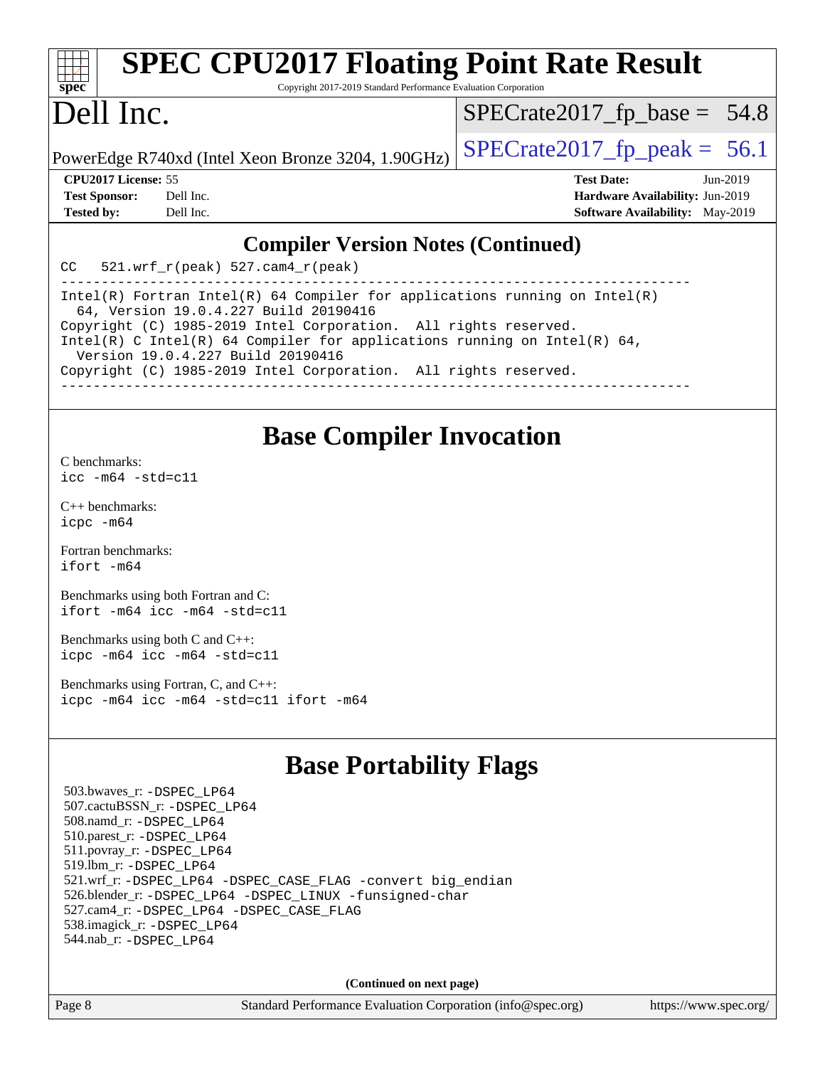## Compiler Version Notes (Continued)

```
CC   521.wrf_r(peak) 527.cam4_r(peak)
------------------------------------------------------------------------------
Intel(R) Fortran Intel(R) 64 Compiler for applications running on Intel(R)
  64, Version 19.0.4.227 Build 20190416
Copyright (C) 1985-2019 Intel Corporation.  All rights reserved.
Intel(R) C Intel(R) 64 Compiler for applications running on Intel(R) 64,
  Version 19.0.4.227 Build 20190416
Copyright (C) 1985-2019 Intel Corporation.  All rights reserved.
------------------------------------------------------------------------------
```

## Base Compiler Invocation

C benchmarks:
```
icc -m64 -std=c11
```

C++ benchmarks:
```
icpc -m64
```

Fortran benchmarks:
```
ifort -m64
```

Benchmarks using both Fortran and C:
```
ifort -m64 icc -m64 -std=c11
```

Benchmarks using both C and C++:
```
icpc -m64 icc -m64 -std=c11
```

Benchmarks using Fortran, C, and C++:
```
icpc -m64 icc -m64 -std=c11 ifort -m64
```

## Base Portability Flags

503.bwaves_r: -DSPEC_LP64
507.cactuBSSN_r: -DSPEC_LP64
508.namd_r: -DSPEC_LP64
510.parest_r: -DSPEC_LP64
511.povray_r: -DSPEC_LP64
519.lbm_r: -DSPEC_LP64
521.wrf_r: -DSPEC_LP64 -DSPEC_CASE_FLAG -convert big_endian
526.blender_r: -DSPEC_LP64 -DSPEC_LINUX -funsigned-char
527.cam4_r: -DSPEC_LP64 -DSPEC_CASE_FLAG
538.imagick_r: -DSPEC_LP64
544.nab_r: -DSPEC_LP64

**(Continued on next page)**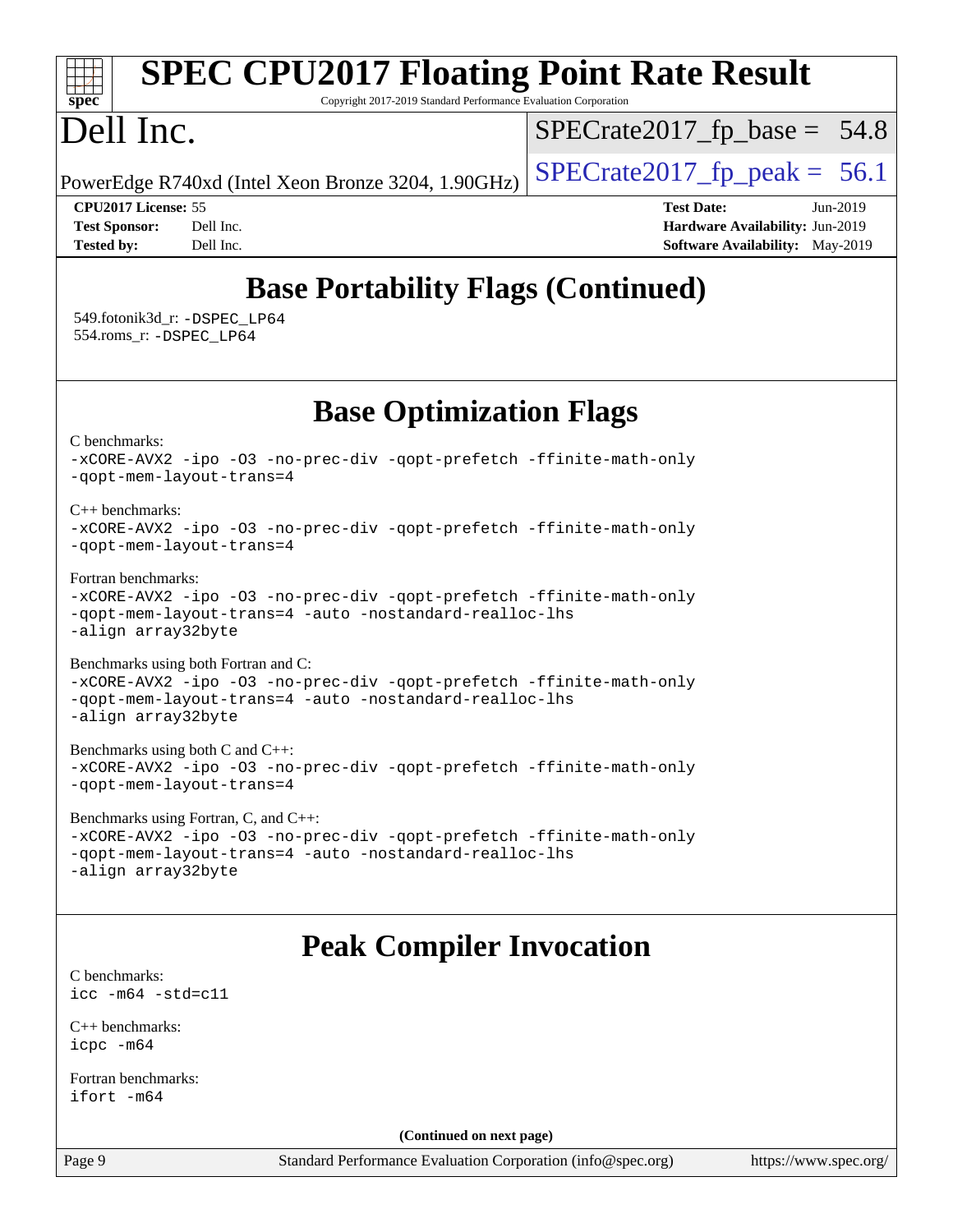## Base Portability Flags (Continued)

549.fotonik3d_r: -DSPEC_LP64
554.roms_r: -DSPEC_LP64

## Base Optimization Flags

C benchmarks:
-xCORE-AVX2 -ipo -O3 -no-prec-div -qopt-prefetch -ffinite-math-only
-qopt-mem-layout-trans=4

C++ benchmarks:
-xCORE-AVX2 -ipo -O3 -no-prec-div -qopt-prefetch -ffinite-math-only
-qopt-mem-layout-trans=4

Fortran benchmarks:
-xCORE-AVX2 -ipo -O3 -no-prec-div -qopt-prefetch -ffinite-math-only
-qopt-mem-layout-trans=4 -auto -nostandard-realloc-lhs
-align array32byte

Benchmarks using both Fortran and C:
-xCORE-AVX2 -ipo -O3 -no-prec-div -qopt-prefetch -ffinite-math-only
-qopt-mem-layout-trans=4 -auto -nostandard-realloc-lhs
-align array32byte

Benchmarks using both C and C++:
-xCORE-AVX2 -ipo -O3 -no-prec-div -qopt-prefetch -ffinite-math-only
-qopt-mem-layout-trans=4

Benchmarks using Fortran, C, and C++:
-xCORE-AVX2 -ipo -O3 -no-prec-div -qopt-prefetch -ffinite-math-only
-qopt-mem-layout-trans=4 -auto -nostandard-realloc-lhs
-align array32byte

## Peak Compiler Invocation

C benchmarks:
icc -m64 -std=c11

C++ benchmarks:
icpc -m64

Fortran benchmarks:
ifort -m64

**(Continued on next page)**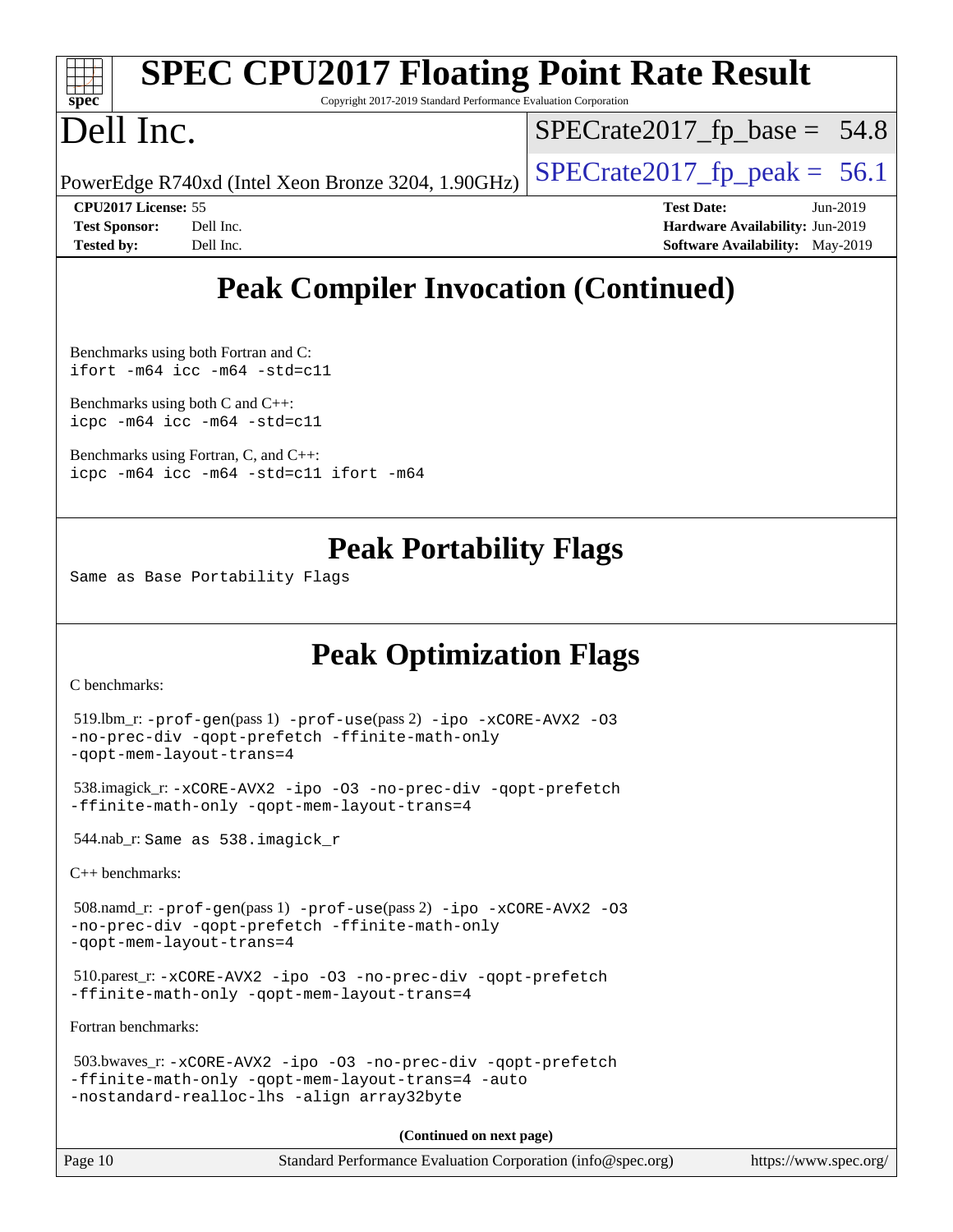# Peak Compiler Invocation (Continued)

Benchmarks using both Fortran and C:
```
ifort -m64 icc -m64 -std=c11
```

Benchmarks using both C and C++:
```
icpc -m64 icc -m64 -std=c11
```

Benchmarks using Fortran, C, and C++:
```
icpc -m64 icc -m64 -std=c11 ifort -m64
```

# Peak Portability Flags

Same as Base Portability Flags

# Peak Optimization Flags

C benchmarks:

519.lbm_r: `-prof-gen`(pass 1) `-prof-use`(pass 2) `-ipo -xCORE-AVX2 -O3 -no-prec-div -qopt-prefetch -ffinite-math-only -qopt-mem-layout-trans=4`

538.imagick_r: `-xCORE-AVX2 -ipo -O3 -no-prec-div -qopt-prefetch -ffinite-math-only -qopt-mem-layout-trans=4`

544.nab_r: Same as 538.imagick_r

C++ benchmarks:

508.namd_r: `-prof-gen`(pass 1) `-prof-use`(pass 2) `-ipo -xCORE-AVX2 -O3 -no-prec-div -qopt-prefetch -ffinite-math-only -qopt-mem-layout-trans=4`

510.parest_r: `-xCORE-AVX2 -ipo -O3 -no-prec-div -qopt-prefetch -ffinite-math-only -qopt-mem-layout-trans=4`

Fortran benchmarks:

503.bwaves_r: `-xCORE-AVX2 -ipo -O3 -no-prec-div -qopt-prefetch -ffinite-math-only -qopt-mem-layout-trans=4 -auto -nostandard-realloc-lhs -align array32byte`

**(Continued on next page)**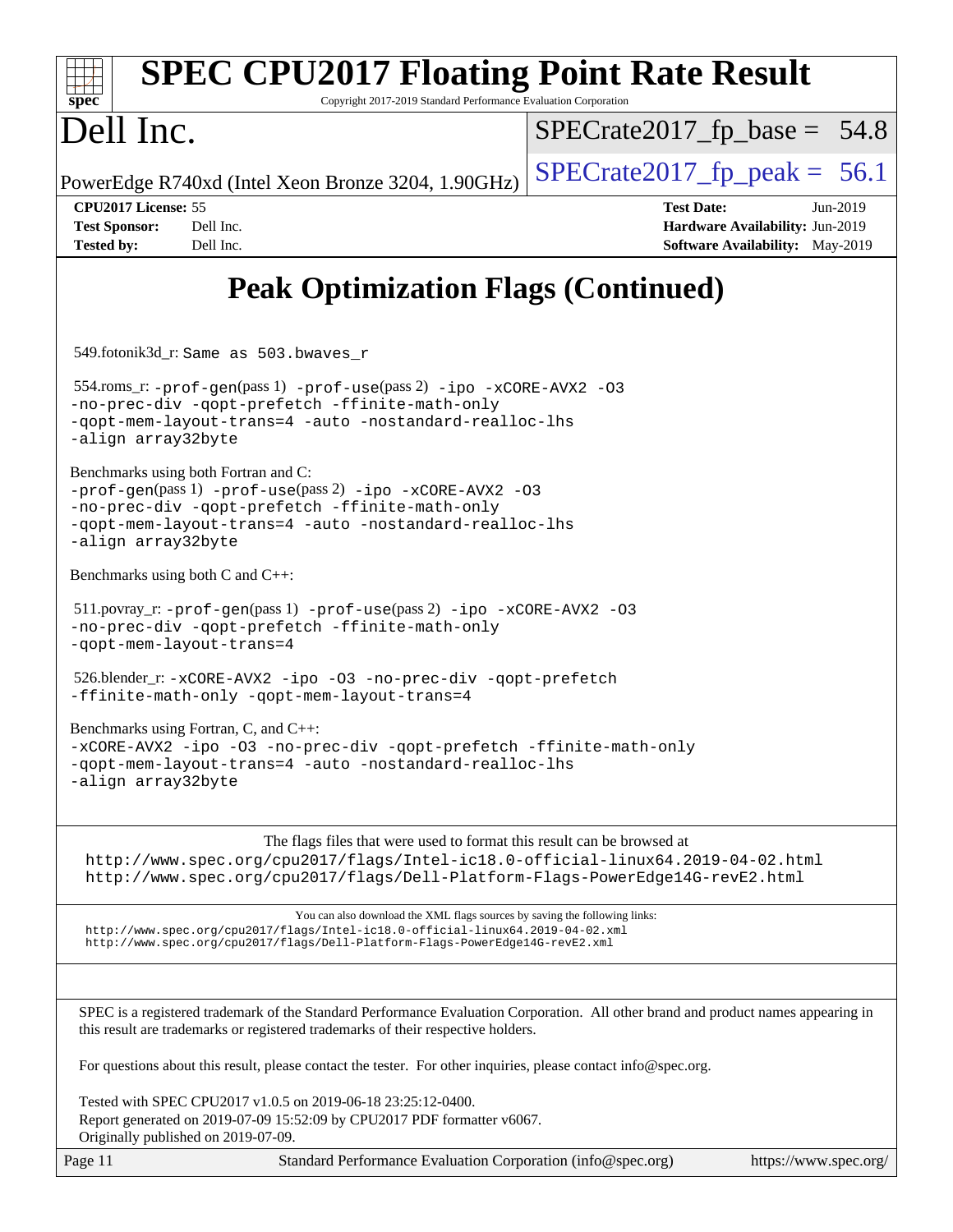# SPEC CPU2017 Floating Point Rate Result

Copyright 2017-2019 Standard Performance Evaluation Corporation

# Dell Inc.

PowerEdge R740xd (Intel Xeon Bronze 3204, 1.90GHz)

SPECrate2017_fp_base = 54.8

SPECrate2017_fp_peak = 56.1

**CPU2017 License:** 55
**Test Sponsor:** Dell Inc.
**Tested by:** Dell Inc.

**Test Date:** Jun-2019
**Hardware Availability:** Jun-2019
**Software Availability:** May-2019

## Peak Optimization Flags (Continued)

549.fotonik3d_r: Same as 503.bwaves_r

554.roms_r: -prof-gen(pass 1) -prof-use(pass 2) -ipo -xCORE-AVX2 -O3 -no-prec-div -qopt-prefetch -ffinite-math-only -qopt-mem-layout-trans=4 -auto -nostandard-realloc-lhs -align array32byte

Benchmarks using both Fortran and C:
-prof-gen(pass 1) -prof-use(pass 2) -ipo -xCORE-AVX2 -O3 -no-prec-div -qopt-prefetch -ffinite-math-only -qopt-mem-layout-trans=4 -auto -nostandard-realloc-lhs -align array32byte

Benchmarks using both C and C++:

511.povray_r: -prof-gen(pass 1) -prof-use(pass 2) -ipo -xCORE-AVX2 -O3 -no-prec-div -qopt-prefetch -ffinite-math-only -qopt-mem-layout-trans=4

526.blender_r: -xCORE-AVX2 -ipo -O3 -no-prec-div -qopt-prefetch -ffinite-math-only -qopt-mem-layout-trans=4

Benchmarks using Fortran, C, and C++:
-xCORE-AVX2 -ipo -O3 -no-prec-div -qopt-prefetch -ffinite-math-only -qopt-mem-layout-trans=4 -auto -nostandard-realloc-lhs -align array32byte

The flags files that were used to format this result can be browsed at
http://www.spec.org/cpu2017/flags/Intel-ic18.0-official-linux64.2019-04-02.html
http://www.spec.org/cpu2017/flags/Dell-Platform-Flags-PowerEdge14G-revE2.html

You can also download the XML flags sources by saving the following links:
http://www.spec.org/cpu2017/flags/Intel-ic18.0-official-linux64.2019-04-02.xml
http://www.spec.org/cpu2017/flags/Dell-Platform-Flags-PowerEdge14G-revE2.xml

SPEC is a registered trademark of the Standard Performance Evaluation Corporation. All other brand and product names appearing in this result are trademarks or registered trademarks of their respective holders.

For questions about this result, please contact the tester. For other inquiries, please contact info@spec.org.

Tested with SPEC CPU2017 v1.0.5 on 2019-06-18 23:25:12-0400.
Report generated on 2019-07-09 15:52:09 by CPU2017 PDF formatter v6067.
Originally published on 2019-07-09.